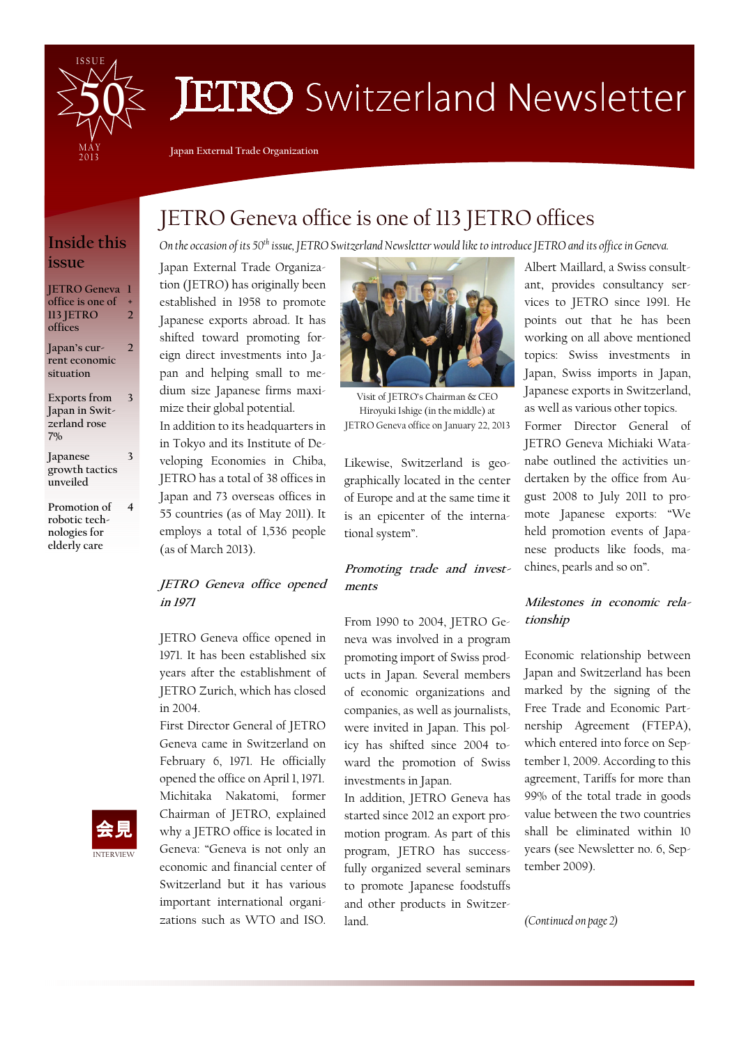# JETRO Switzerland Newsletter

ISSUE 50 — MAY 2013

Japan External Trade Organization

## Inside this issue

- JETRO Geneva office is one of 113 JETRO offices — 1 + 2
- Japan's current economic situation — 2
- Exports from Japan in Switzerland rose 7% — 3
- Japanese growth tactics unveiled — 3
- Promotion of robotic technologies for elderly care — 4

会見 INTERVIEW

# JETRO Geneva office is one of 113 JETRO offices

*On the occasion of its 50th issue, JETRO Switzerland Newsletter would like to introduce JETRO and its office in Geneva.*

Japan External Trade Organization (JETRO) has originally been established in 1958 to promote Japanese exports abroad. It has shifted toward promoting foreign direct investments into Japan and helping small to medium size Japanese firms maximize their global potential.

In addition to its headquarters in in Tokyo and its Institute of Developing Economies in Chiba, JETRO has a total of 38 offices in Japan and 73 overseas offices in 55 countries (as of May 2011). It employs a total of 1,536 people (as of March 2013).

### *JETRO Geneva office opened in 1971*

JETRO Geneva office opened in 1971. It has been established six years after the establishment of JETRO Zurich, which has closed in 2004.

First Director General of JETRO Geneva came in Switzerland on February 6, 1971. He officially opened the office on April 1, 1971.

Michitaka Nakatomi, former Chairman of JETRO, explained why a JETRO office is located in Geneva: "Geneva is not only an economic and financial center of Switzerland but it has various important international organizations such as WTO and ISO. Likewise, Switzerland is geographically located in the center of Europe and at the same time it is an epicenter of the international system".

Visit of JETRO's Chairman & CEO Hiroyuki Ishige (in the middle) at JETRO Geneva office on January 22, 2013

### *Promoting trade and investments*

From 1990 to 2004, JETRO Geneva was involved in a program promoting import of Swiss products in Japan. Several members of economic organizations and companies, as well as journalists, were invited in Japan. This policy has shifted since 2004 toward the promotion of Swiss investments in Japan.

In addition, JETRO Geneva has started since 2012 an export promotion program. As part of this program, JETRO has successfully organized several seminars to promote Japanese foodstuffs and other products in Switzerland.

Albert Maillard, a Swiss consultant, provides consultancy services to JETRO since 1991. He points out that he has been working on all above mentioned topics: Swiss investments in Japan, Swiss imports in Japan, Japanese exports in Switzerland, as well as various other topics.

Former Director General of JETRO Geneva Michiaki Watanabe outlined the activities undertaken by the office from August 2008 to July 2011 to promote Japanese exports: "We held promotion events of Japanese products like foods, machines, pearls and so on".

### *Milestones in economic relationship*

Economic relationship between Japan and Switzerland has been marked by the signing of the Free Trade and Economic Partnership Agreement (FTEPA), which entered into force on September 1, 2009. According to this agreement, Tariffs for more than 99% of the total trade in goods value between the two countries shall be eliminated within 10 years (see Newsletter no. 6, September 2009).

*(Continued on page 2)*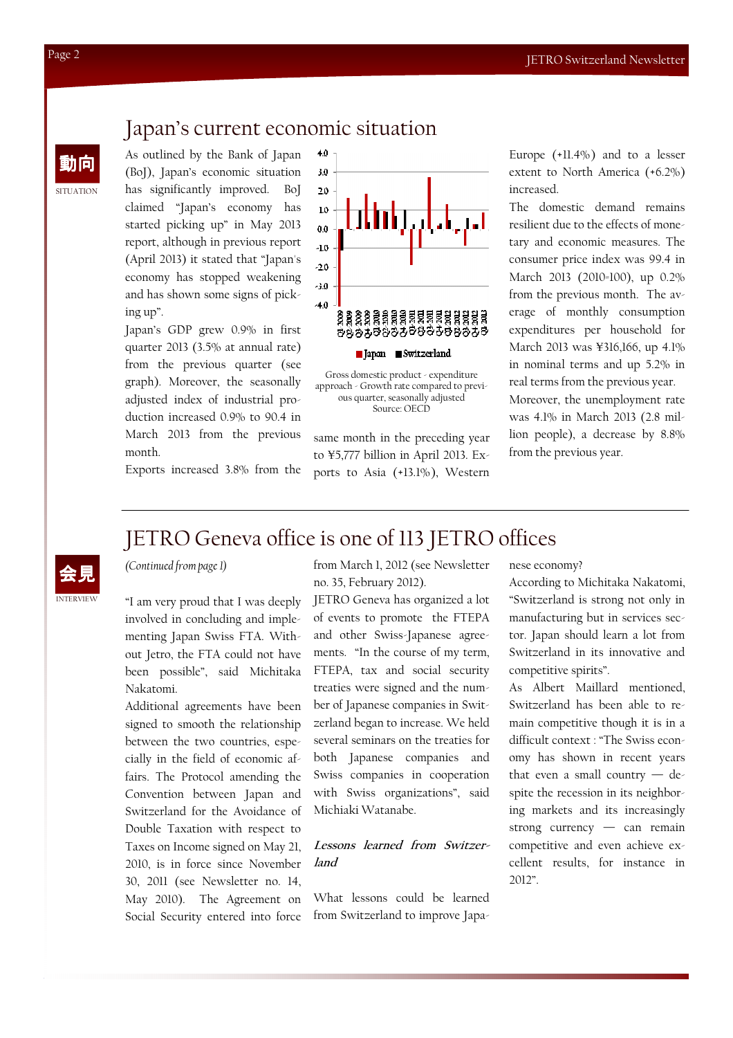## Japan's current economic situation

動向
SITUATION

As outlined by the Bank of Japan (BoJ), Japan's economic situation has significantly improved. BoJ claimed "Japan's economy has started picking up" in May 2013 report, although in previous report (April 2013) it stated that "Japan's economy has stopped weakening and has shown some signs of picking up".

Japan's GDP grew 0.9% in first quarter 2013 (3.5% at annual rate) from the previous quarter (see graph). Moreover, the seasonally adjusted index of industrial production increased 0.9% to 90.4 in March 2013 from the previous month.

Exports increased 3.8% from the same month in the preceding year to ¥5,777 billion in April 2013. Exports to Asia (+13.1%), Western Europe (+11.4%) and to a lesser extent to North America (+6.2%) increased.

Gross domestic product - expenditure approach - Growth rate compared to previous quarter, seasonally adjusted
Source: OECD

The domestic demand remains resilient due to the effects of monetary and economic measures. The consumer price index was 99.4 in March 2013 (2010=100), up 0.2% from the previous month. The average of monthly consumption expenditures per household for March 2013 was ¥316,166, up 4.1% in nominal terms and up 5.2% in real terms from the previous year.

Moreover, the unemployment rate was 4.1% in March 2013 (2.8 million people), a decrease by 8.8% from the previous year.

## JETRO Geneva office is one of 113 JETRO offices

会見
INTERVIEW

*(Continued from page 1)*

"I am very proud that I was deeply involved in concluding and implementing Japan Swiss FTA. Without Jetro, the FTA could not have been possible", said Michitaka Nakatomi.

Additional agreements have been signed to smooth the relationship between the two countries, especially in the field of economic affairs. The Protocol amending the Convention between Japan and Switzerland for the Avoidance of Double Taxation with respect to Taxes on Income signed on May 21, 2010, is in force since November 30, 2011 (see Newsletter no. 14, May 2010). The Agreement on Social Security entered into force from March 1, 2012 (see Newsletter no. 35, February 2012).

JETRO Geneva has organized a lot of events to promote the FTEPA and other Swiss-Japanese agreements. "In the course of my term, FTEPA, tax and social security treaties were signed and the number of Japanese companies in Switzerland began to increase. We held several seminars on the treaties for both Japanese companies and Swiss companies in cooperation with Swiss organizations", said Michiaki Watanabe.

***Lessons learned from Switzerland***

What lessons could be learned from Switzerland to improve Japanese economy?

According to Michitaka Nakatomi, "Switzerland is strong not only in manufacturing but in services sector. Japan should learn a lot from Switzerland in its innovative and competitive spirits".

As Albert Maillard mentioned, Switzerland has been able to remain competitive though it is in a difficult context : "The Swiss economy has shown in recent years that even a small country — despite the recession in its neighboring markets and its increasingly strong currency — can remain competitive and even achieve excellent results, for instance in 2012".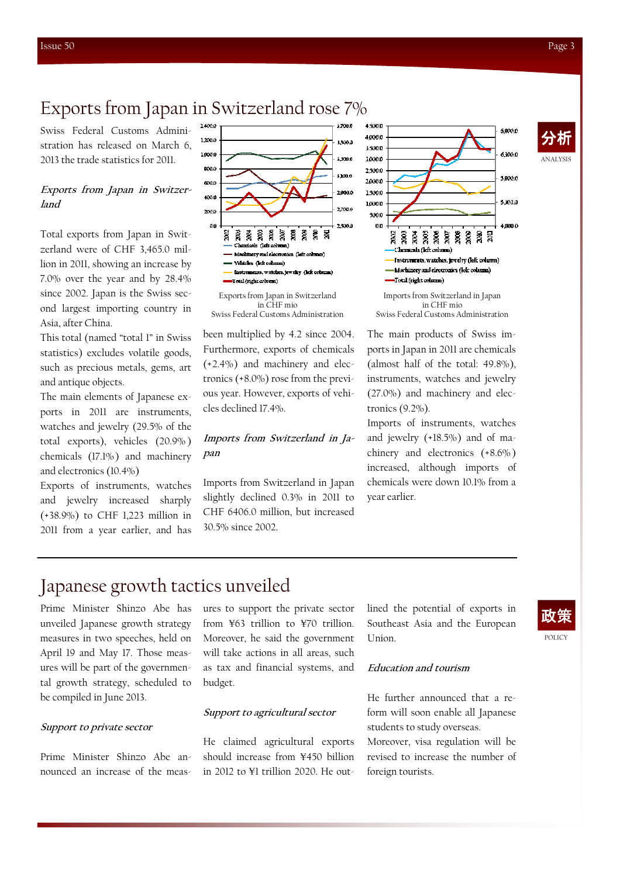# Exports from Japan in Switzerland rose 7%

Swiss Federal Customs Administration has released on March 6, 2013 the trade statistics for 2011.

*Exports from Japan in Switzerland*

Total exports from Japan in Switzerland were of CHF 3,465.0 million in 2011, showing an increase by 7.0% over the year and by 28.4% since 2002. Japan is the Swiss second largest importing country in Asia, after China.

This total (named "total 1" in Swiss statistics) excludes volatile goods, such as precious metals, gems, art and antique objects.

The main elements of Japanese exports in 2011 are instruments, watches and jewelry (29.5% of the total exports), vehicles (20.9%) chemicals (17.1%) and machinery and electronics (10.4%)

Exports of instruments, watches and jewelry increased sharply (+38.9%) to CHF 1,223 million in 2011 from a year earlier, and has been multiplied by 4.2 since 2004. Furthermore, exports of chemicals (+2.4%) and machinery and electronics (+8.0%) rose from the previous year. However, exports of vehicles declined 17.4%.

Exports from Japan in Switzerland
in CHF mio
Swiss Federal Customs Administration

Imports from Switzerland in Japan
in CHF mio
Swiss Federal Customs Administration

*Imports from Switzerland in Japan*

Imports from Switzerland in Japan slightly declined 0.3% in 2011 to CHF 6406.0 million, but increased 30.5% since 2002.

The main products of Swiss imports in Japan in 2011 are chemicals (almost half of the total: 49.8%), instruments, watches and jewelry (27.0%) and machinery and electronics (9.2%).

Imports of instruments, watches and jewelry (+18.5%) and of machinery and electronics (+8.6%) increased, although imports of chemicals were down 10.1% from a year earlier.

# Japanese growth tactics unveiled

Prime Minister Shinzo Abe has unveiled Japanese growth strategy measures in two speeches, held on April 19 and May 17. Those measures will be part of the governmental growth strategy, scheduled to be compiled in June 2013.

*Support to private sector*

Prime Minister Shinzo Abe announced an increase of the measures to support the private sector from ¥63 trillion to ¥70 trillion. Moreover, he said the government will take actions in all areas, such as tax and financial systems, and budget.

*Support to agricultural sector*

He claimed agricultural exports should increase from ¥450 billion in 2012 to ¥1 trillion 2020. He outlined the potential of exports in Southeast Asia and the European Union.

*Education and tourism*

He further announced that a reform will soon enable all Japanese students to study overseas.

Moreover, visa regulation will be revised to increase the number of foreign tourists.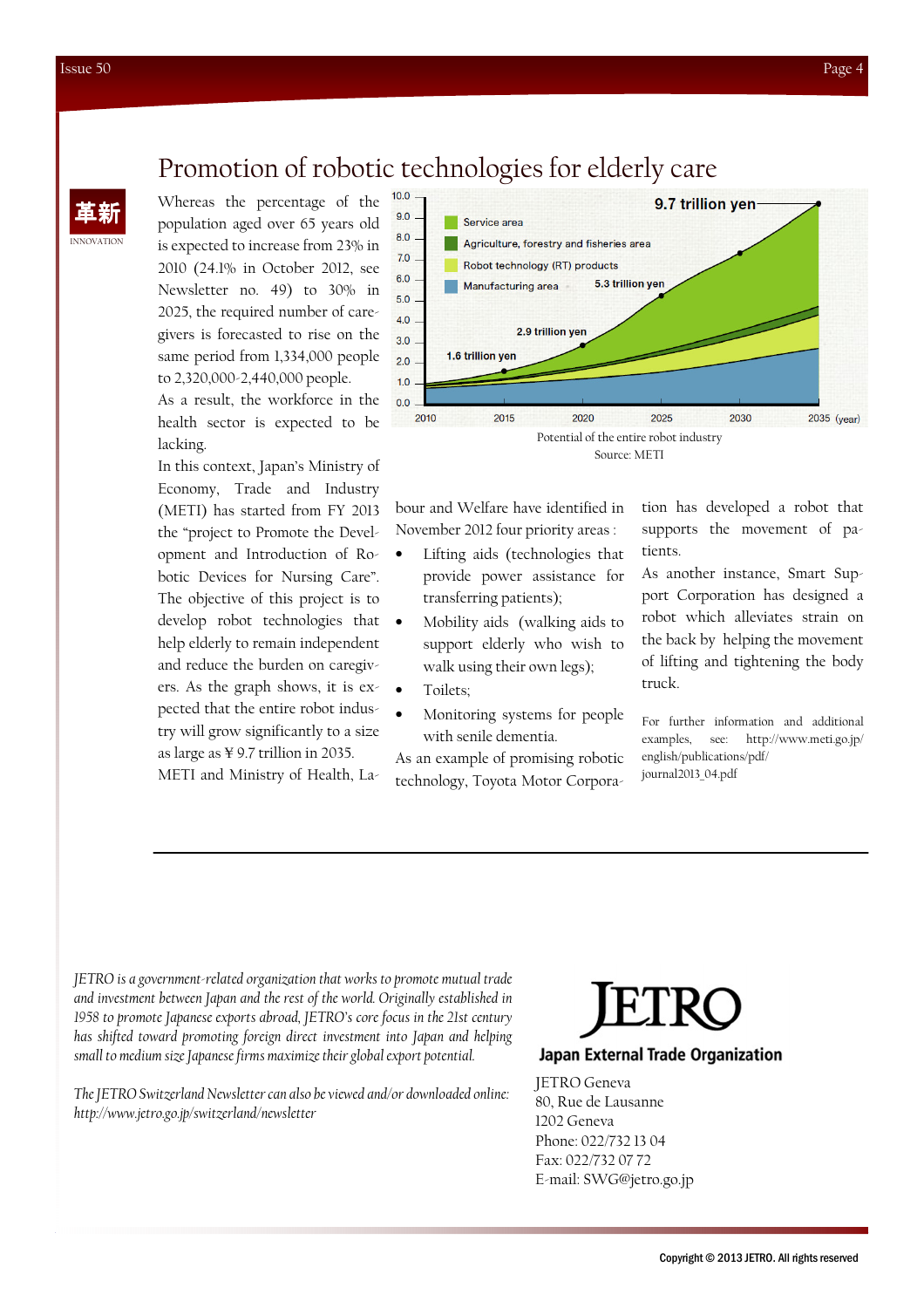# Promotion of robotic technologies for elderly care

革新

INNOVATION

Whereas the percentage of the population aged over 65 years old is expected to increase from 23% in 2010 (24.1% in October 2012, see Newsletter no. 49) to 30% in 2025, the required number of caregivers is forecasted to rise on the same period from 1,334,000 people to 2,320,000-2,440,000 people.

As a result, the workforce in the health sector is expected to be lacking.

In this context, Japan's Ministry of Economy, Trade and Industry (METI) has started from FY 2013 the "project to Promote the Development and Introduction of Robotic Devices for Nursing Care". The objective of this project is to develop robot technologies that help elderly to remain independent and reduce the burden on caregivers. As the graph shows, it is expected that the entire robot industry will grow significantly to a size as large as ¥ 9.7 trillion in 2035.

9.7 trillion yen
Service area
Agriculture, forestry and fisheries area
Robot technology (RT) products
Manufacturing area
5.3 trillion yen
2.9 trillion yen
1.6 trillion yen
10.0
9.0
8.0
7.0
6.0
5.0
4.0
3.0
2.0
1.0
0.0
2010
2015
2020
2025
2030
2035 (year)

Potential of the entire robot industry
Source: METI

METI and Ministry of Health, Labour and Welfare have identified in November 2012 four priority areas :

- Lifting aids (technologies that provide power assistance for transferring patients);
- Mobility aids (walking aids to support elderly who wish to walk using their own legs);
- Toilets;
- Monitoring systems for people with senile dementia.

As an example of promising robotic technology, Toyota Motor Corporation has developed a robot that supports the movement of patients.

As another instance, Smart Support Corporation has designed a robot which alleviates strain on the back by helping the movement of lifting and tightening the body truck.

For further information and additional examples, see: http://www.meti.go.jp/english/publications/pdf/journal2013_04.pdf

---

*JETRO is a government-related organization that works to promote mutual trade and investment between Japan and the rest of the world. Originally established in 1958 to promote Japanese exports abroad, JETRO's core focus in the 21st century has shifted toward promoting foreign direct investment into Japan and helping small to medium size Japanese firms maximize their global export potential.*

*The JETRO Switzerland Newsletter can also be viewed and/or downloaded online: http://www.jetro.go.jp/switzerland/newsletter*

JETRO
**Japan External Trade Organization**

JETRO Geneva
80, Rue de Lausanne
1202 Geneva
Phone: 022/732 13 04
Fax: 022/732 07 72
E-mail: SWG@jetro.go.jp

Copyright © 2013 JETRO. All rights reserved